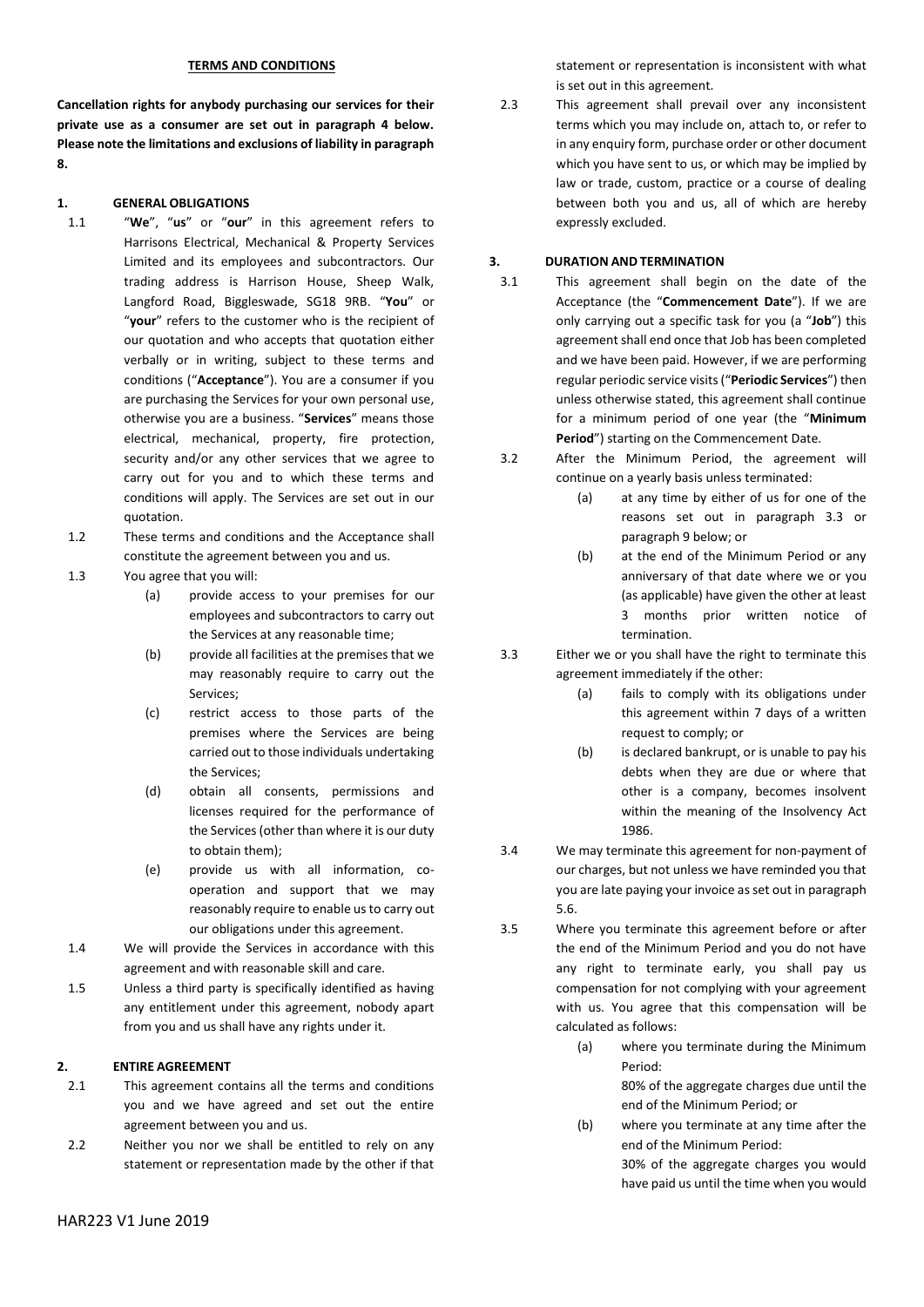## TERMS AND CONDITIONS

**Cancellation rights for anybody purchasing our services for their private use as a consumer are set out in paragraph 4 below. Please note the limitations and exclusions of liability in paragraph 8.**

### 1. GENERAL OBLIGATIONS

1.1 "**We**", "**us**" or "**our**" in this agreement refers to Harrisons Electrical, Mechanical & Property Services Limited and its employees and subcontractors. Our trading address is Harrison House, Sheep Walk, Langford Road, Biggleswade, SG18 9RB. "**You**" or "**your**" refers to the customer who is the recipient of our quotation and who accepts that quotation either verbally or in writing, subject to these terms and conditions ("**Acceptance**"). You are a consumer if you are purchasing the Services for your own personal use, otherwise you are a business. "**Services**" means those electrical, mechanical, property, fire protection, security and/or any other services that we agree to carry out for you and to which these terms and conditions will apply. The Services are set out in our quotation.

1.2 These terms and conditions and the Acceptance shall constitute the agreement between you and us.

1.3 You agree that you will:

(a) provide access to your premises for our employees and subcontractors to carry out the Services at any reasonable time;

(b) provide all facilities at the premises that we may reasonably require to carry out the Services;

(c) restrict access to those parts of the premises where the Services are being carried out to those individuals undertaking the Services;

(d) obtain all consents, permissions and licenses required for the performance of the Services (other than where it is our duty to obtain them);

(e) provide us with all information, co-operation and support that we may reasonably require to enable us to carry out our obligations under this agreement.

1.4 We will provide the Services in accordance with this agreement and with reasonable skill and care.

1.5 Unless a third party is specifically identified as having any entitlement under this agreement, nobody apart from you and us shall have any rights under it.

### 2. ENTIRE AGREEMENT

2.1 This agreement contains all the terms and conditions you and we have agreed and set out the entire agreement between you and us.

2.2 Neither you nor we shall be entitled to rely on any statement or representation made by the other if that statement or representation is inconsistent with what is set out in this agreement.

2.3 This agreement shall prevail over any inconsistent terms which you may include on, attach to, or refer to in any enquiry form, purchase order or other document which you have sent to us, or which may be implied by law or trade, custom, practice or a course of dealing between both you and us, all of which are hereby expressly excluded.

### 3. DURATION AND TERMINATION

3.1 This agreement shall begin on the date of the Acceptance (the "**Commencement Date**"). If we are only carrying out a specific task for you (a "**Job**") this agreement shall end once that Job has been completed and we have been paid. However, if we are performing regular periodic service visits ("**Periodic Services**") then unless otherwise stated, this agreement shall continue for a minimum period of one year (the "**Minimum Period**") starting on the Commencement Date.

3.2 After the Minimum Period, the agreement will continue on a yearly basis unless terminated:

(a) at any time by either of us for one of the reasons set out in paragraph 3.3 or paragraph 9 below; or

(b) at the end of the Minimum Period or any anniversary of that date where we or you (as applicable) have given the other at least 3 months prior written notice of termination.

3.3 Either we or you shall have the right to terminate this agreement immediately if the other:

(a) fails to comply with its obligations under this agreement within 7 days of a written request to comply; or

(b) is declared bankrupt, or is unable to pay his debts when they are due or where that other is a company, becomes insolvent within the meaning of the Insolvency Act 1986.

3.4 We may terminate this agreement for non-payment of our charges, but not unless we have reminded you that you are late paying your invoice as set out in paragraph 5.6.

3.5 Where you terminate this agreement before or after the end of the Minimum Period and you do not have any right to terminate early, you shall pay us compensation for not complying with your agreement with us. You agree that this compensation will be calculated as follows:

(a) where you terminate during the Minimum Period:
80% of the aggregate charges due until the end of the Minimum Period; or

(b) where you terminate at any time after the end of the Minimum Period:
30% of the aggregate charges you would have paid us until the time when you would

HAR223 V1 June 2019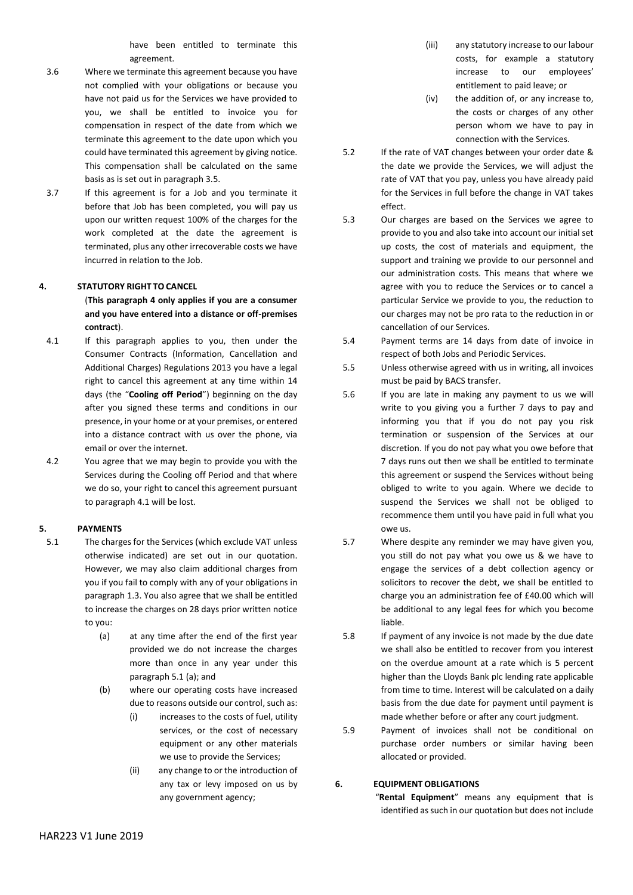have been entitled to terminate this agreement.

3.6 Where we terminate this agreement because you have not complied with your obligations or because you have not paid us for the Services we have provided to you, we shall be entitled to invoice you for compensation in respect of the date from which we terminate this agreement to the date upon which you could have terminated this agreement by giving notice. This compensation shall be calculated on the same basis as is set out in paragraph 3.5.

3.7 If this agreement is for a Job and you terminate it before that Job has been completed, you will pay us upon our written request 100% of the charges for the work completed at the date the agreement is terminated, plus any other irrecoverable costs we have incurred in relation to the Job.

## 4. STATUTORY RIGHT TO CANCEL

(**This paragraph 4 only applies if you are a consumer and you have entered into a distance or off-premises contract**).

4.1 If this paragraph applies to you, then under the Consumer Contracts (Information, Cancellation and Additional Charges) Regulations 2013 you have a legal right to cancel this agreement at any time within 14 days (the "**Cooling off Period**") beginning on the day after you signed these terms and conditions in our presence, in your home or at your premises, or entered into a distance contract with us over the phone, via email or over the internet.

4.2 You agree that we may begin to provide you with the Services during the Cooling off Period and that where we do so, your right to cancel this agreement pursuant to paragraph 4.1 will be lost.

## 5. PAYMENTS

5.1 The charges for the Services (which exclude VAT unless otherwise indicated) are set out in our quotation. However, we may also claim additional charges from you if you fail to comply with any of your obligations in paragraph 1.3. You also agree that we shall be entitled to increase the charges on 28 days prior written notice to you:

- (a) at any time after the end of the first year provided we do not increase the charges more than once in any year under this paragraph 5.1 (a); and
- (b) where our operating costs have increased due to reasons outside our control, such as:
  - (i) increases to the costs of fuel, utility services, or the cost of necessary equipment or any other materials we use to provide the Services;
  - (ii) any change to or the introduction of any tax or levy imposed on us by any government agency;
  - (iii) any statutory increase to our labour costs, for example a statutory increase to our employees' entitlement to paid leave; or
  - (iv) the addition of, or any increase to, the costs or charges of any other person whom we have to pay in connection with the Services.

5.2 If the rate of VAT changes between your order date & the date we provide the Services, we will adjust the rate of VAT that you pay, unless you have already paid for the Services in full before the change in VAT takes effect.

5.3 Our charges are based on the Services we agree to provide to you and also take into account our initial set up costs, the cost of materials and equipment, the support and training we provide to our personnel and our administration costs. This means that where we agree with you to reduce the Services or to cancel a particular Service we provide to you, the reduction to our charges may not be pro rata to the reduction in or cancellation of our Services.

5.4 Payment terms are 14 days from date of invoice in respect of both Jobs and Periodic Services.

5.5 Unless otherwise agreed with us in writing, all invoices must be paid by BACS transfer.

5.6 If you are late in making any payment to us we will write to you giving you a further 7 days to pay and informing you that if you do not pay you risk termination or suspension of the Services at our discretion. If you do not pay what you owe before that 7 days runs out then we shall be entitled to terminate this agreement or suspend the Services without being obliged to write to you again. Where we decide to suspend the Services we shall not be obliged to recommence them until you have paid in full what you owe us.

5.7 Where despite any reminder we may have given you, you still do not pay what you owe us & we have to engage the services of a debt collection agency or solicitors to recover the debt, we shall be entitled to charge you an administration fee of £40.00 which will be additional to any legal fees for which you become liable.

5.8 If payment of any invoice is not made by the due date we shall also be entitled to recover from you interest on the overdue amount at a rate which is 5 percent higher than the Lloyds Bank plc lending rate applicable from time to time. Interest will be calculated on a daily basis from the due date for payment until payment is made whether before or after any court judgment.

5.9 Payment of invoices shall not be conditional on purchase order numbers or similar having been allocated or provided.

## 6. EQUIPMENT OBLIGATIONS

"**Rental Equipment**" means any equipment that is identified as such in our quotation but does not include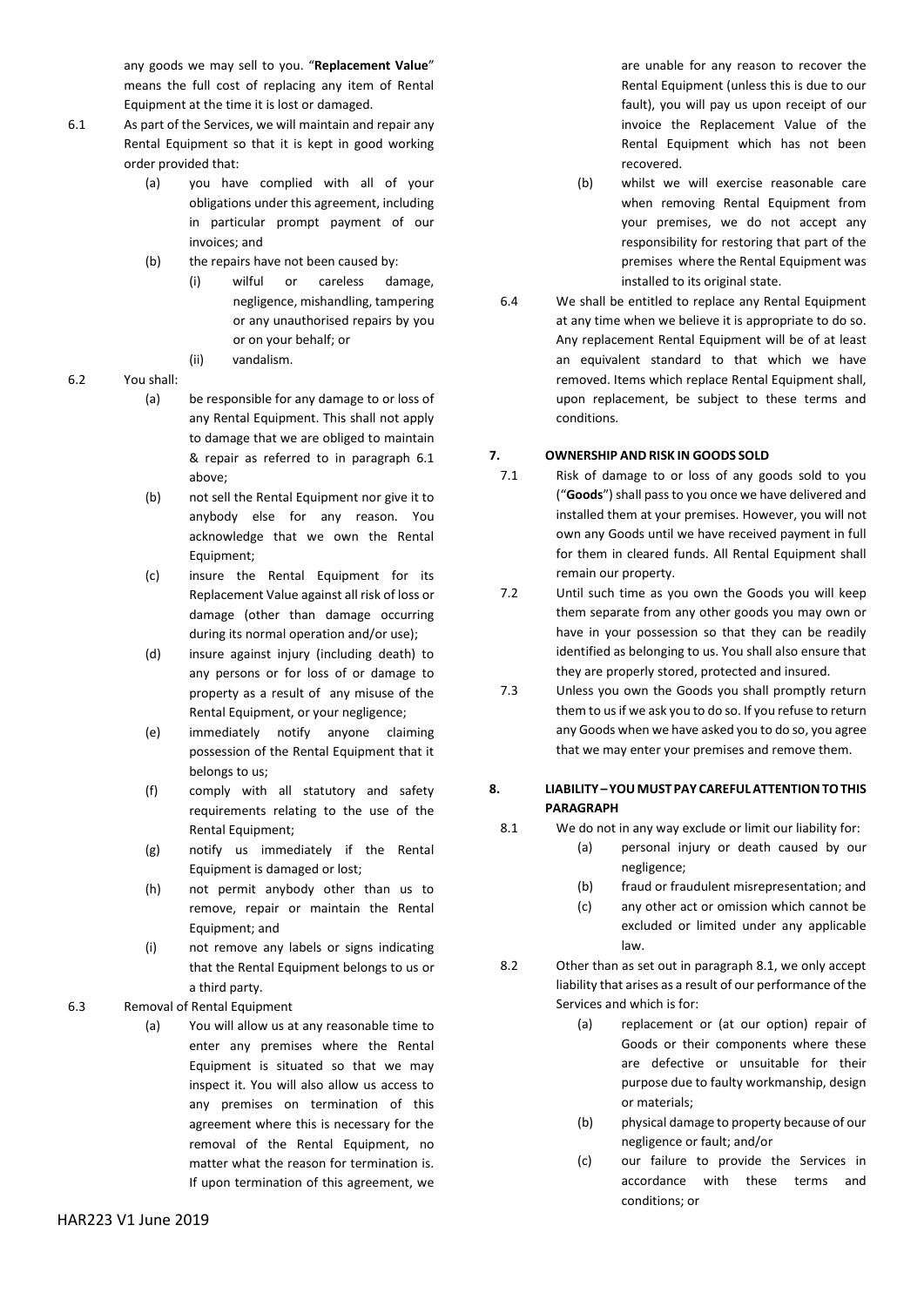any goods we may sell to you. "**Replacement Value**" means the full cost of replacing any item of Rental Equipment at the time it is lost or damaged.

6.1 As part of the Services, we will maintain and repair any Rental Equipment so that it is kept in good working order provided that:

(a) you have complied with all of your obligations under this agreement, including in particular prompt payment of our invoices; and

(b) the repairs have not been caused by:

(i) wilful or careless damage, negligence, mishandling, tampering or any unauthorised repairs by you or on your behalf; or

(ii) vandalism.

6.2 You shall:

(a) be responsible for any damage to or loss of any Rental Equipment. This shall not apply to damage that we are obliged to maintain & repair as referred to in paragraph 6.1 above;

(b) not sell the Rental Equipment nor give it to anybody else for any reason. You acknowledge that we own the Rental Equipment;

(c) insure the Rental Equipment for its Replacement Value against all risk of loss or damage (other than damage occurring during its normal operation and/or use);

(d) insure against injury (including death) to any persons or for loss of or damage to property as a result of any misuse of the Rental Equipment, or your negligence;

(e) immediately notify anyone claiming possession of the Rental Equipment that it belongs to us;

(f) comply with all statutory and safety requirements relating to the use of the Rental Equipment;

(g) notify us immediately if the Rental Equipment is damaged or lost;

(h) not permit anybody other than us to remove, repair or maintain the Rental Equipment; and

(i) not remove any labels or signs indicating that the Rental Equipment belongs to us or a third party.

6.3 Removal of Rental Equipment

(a) You will allow us at any reasonable time to enter any premises where the Rental Equipment is situated so that we may inspect it. You will also allow us access to any premises on termination of this agreement where this is necessary for the removal of the Rental Equipment, no matter what the reason for termination is. If upon termination of this agreement, we are unable for any reason to recover the Rental Equipment (unless this is due to our fault), you will pay us upon receipt of our invoice the Replacement Value of the Rental Equipment which has not been recovered.

(b) whilst we will exercise reasonable care when removing Rental Equipment from your premises, we do not accept any responsibility for restoring that part of the premises where the Rental Equipment was installed to its original state.

6.4 We shall be entitled to replace any Rental Equipment at any time when we believe it is appropriate to do so. Any replacement Rental Equipment will be of at least an equivalent standard to that which we have removed. Items which replace Rental Equipment shall, upon replacement, be subject to these terms and conditions.

**7. OWNERSHIP AND RISK IN GOODS SOLD**

7.1 Risk of damage to or loss of any goods sold to you ("**Goods**") shall pass to you once we have delivered and installed them at your premises. However, you will not own any Goods until we have received payment in full for them in cleared funds. All Rental Equipment shall remain our property.

7.2 Until such time as you own the Goods you will keep them separate from any other goods you may own or have in your possession so that they can be readily identified as belonging to us. You shall also ensure that they are properly stored, protected and insured.

7.3 Unless you own the Goods you shall promptly return them to us if we ask you to do so. If you refuse to return any Goods when we have asked you to do so, you agree that we may enter your premises and remove them.

**8. LIABILITY – YOU MUST PAY CAREFUL ATTENTION TO THIS PARAGRAPH**

8.1 We do not in any way exclude or limit our liability for:

(a) personal injury or death caused by our negligence;

(b) fraud or fraudulent misrepresentation; and

(c) any other act or omission which cannot be excluded or limited under any applicable law.

8.2 Other than as set out in paragraph 8.1, we only accept liability that arises as a result of our performance of the Services and which is for:

(a) replacement or (at our option) repair of Goods or their components where these are defective or unsuitable for their purpose due to faulty workmanship, design or materials;

(b) physical damage to property because of our negligence or fault; and/or

(c) our failure to provide the Services in accordance with these terms and conditions; or

HAR223 V1 June 2019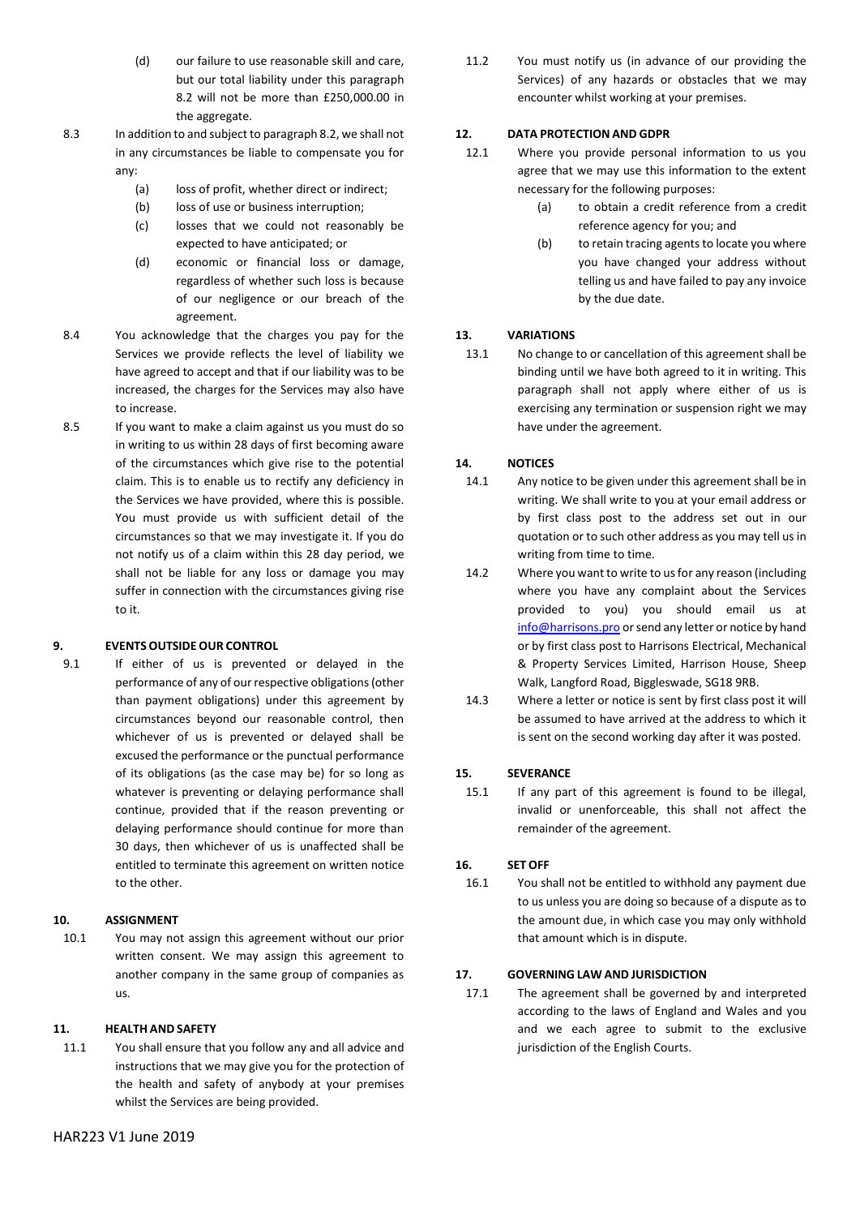(d) our failure to use reasonable skill and care, but our total liability under this paragraph 8.2 will not be more than £250,000.00 in the aggregate.

8.3 In addition to and subject to paragraph 8.2, we shall not in any circumstances be liable to compensate you for any:

(a) loss of profit, whether direct or indirect;

(b) loss of use or business interruption;

(c) losses that we could not reasonably be expected to have anticipated; or

(d) economic or financial loss or damage, regardless of whether such loss is because of our negligence or our breach of the agreement.

8.4 You acknowledge that the charges you pay for the Services we provide reflects the level of liability we have agreed to accept and that if our liability was to be increased, the charges for the Services may also have to increase.

8.5 If you want to make a claim against us you must do so in writing to us within 28 days of first becoming aware of the circumstances which give rise to the potential claim. This is to enable us to rectify any deficiency in the Services we have provided, where this is possible. You must provide us with sufficient detail of the circumstances so that we may investigate it. If you do not notify us of a claim within this 28 day period, we shall not be liable for any loss or damage you may suffer in connection with the circumstances giving rise to it.

## 9. EVENTS OUTSIDE OUR CONTROL

9.1 If either of us is prevented or delayed in the performance of any of our respective obligations (other than payment obligations) under this agreement by circumstances beyond our reasonable control, then whichever of us is prevented or delayed shall be excused the performance or the punctual performance of its obligations (as the case may be) for so long as whatever is preventing or delaying performance shall continue, provided that if the reason preventing or delaying performance should continue for more than 30 days, then whichever of us is unaffected shall be entitled to terminate this agreement on written notice to the other.

## 10. ASSIGNMENT

10.1 You may not assign this agreement without our prior written consent. We may assign this agreement to another company in the same group of companies as us.

## 11. HEALTH AND SAFETY

11.1 You shall ensure that you follow any and all advice and instructions that we may give you for the protection of the health and safety of anybody at your premises whilst the Services are being provided.

11.2 You must notify us (in advance of our providing the Services) of any hazards or obstacles that we may encounter whilst working at your premises.

## 12. DATA PROTECTION AND GDPR

12.1 Where you provide personal information to us you agree that we may use this information to the extent necessary for the following purposes:

(a) to obtain a credit reference from a credit reference agency for you; and

(b) to retain tracing agents to locate you where you have changed your address without telling us and have failed to pay any invoice by the due date.

## 13. VARIATIONS

13.1 No change to or cancellation of this agreement shall be binding until we have both agreed to it in writing. This paragraph shall not apply where either of us is exercising any termination or suspension right we may have under the agreement.

## 14. NOTICES

14.1 Any notice to be given under this agreement shall be in writing. We shall write to you at your email address or by first class post to the address set out in our quotation or to such other address as you may tell us in writing from time to time.

14.2 Where you want to write to us for any reason (including where you have any complaint about the Services provided to you) you should email us at info@harrisons.pro or send any letter or notice by hand or by first class post to Harrisons Electrical, Mechanical & Property Services Limited, Harrison House, Sheep Walk, Langford Road, Biggleswade, SG18 9RB.

14.3 Where a letter or notice is sent by first class post it will be assumed to have arrived at the address to which it is sent on the second working day after it was posted.

## 15. SEVERANCE

15.1 If any part of this agreement is found to be illegal, invalid or unenforceable, this shall not affect the remainder of the agreement.

## 16. SET OFF

16.1 You shall not be entitled to withhold any payment due to us unless you are doing so because of a dispute as to the amount due, in which case you may only withhold that amount which is in dispute.

## 17. GOVERNING LAW AND JURISDICTION

17.1 The agreement shall be governed by and interpreted according to the laws of England and Wales and you and we each agree to submit to the exclusive jurisdiction of the English Courts.

HAR223 V1 June 2019